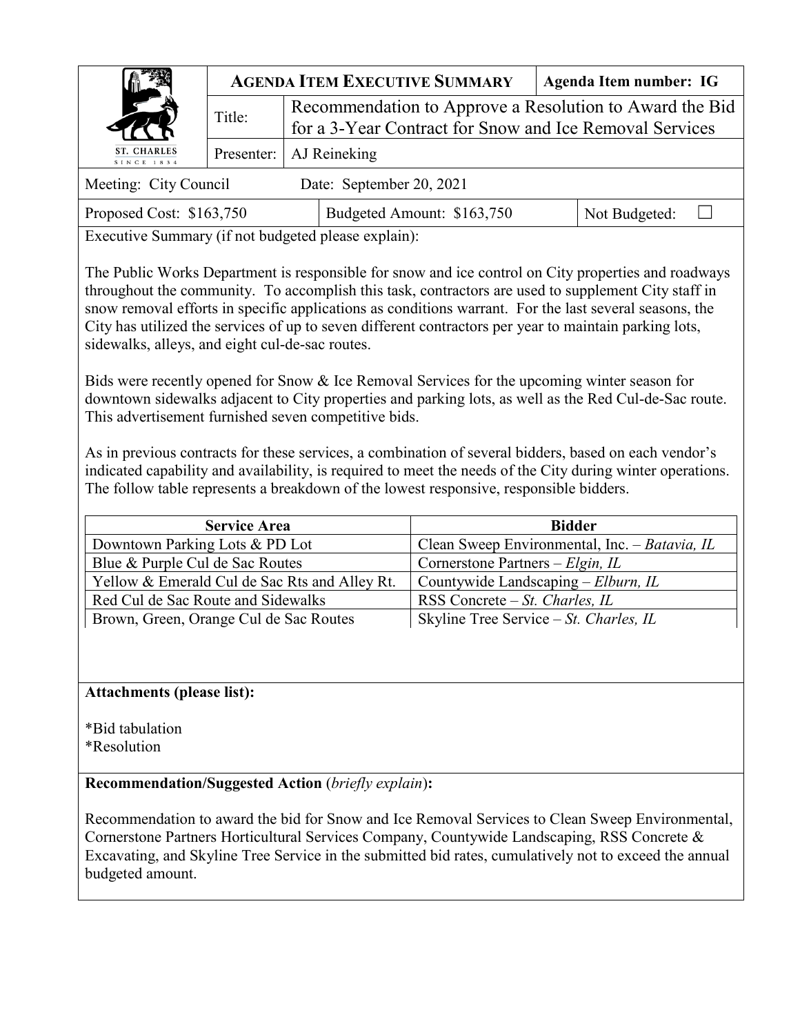**ST. CHARLES**
SINCE 1834

## AGENDA ITEM EXECUTIVE SUMMARY

**Agenda Item number: IG**

| | |
|---|---|
| Title: | Recommendation to Approve a Resolution to Award the Bid for a 3-Year Contract for Snow and Ice Removal Services |
| Presenter: | AJ Reineking |

Meeting: City Council    Date: September 20, 2021

Proposed Cost: $163,750    Budgeted Amount: $163,750    Not Budgeted: ☐

Executive Summary (if not budgeted please explain):

The Public Works Department is responsible for snow and ice control on City properties and roadways throughout the community. To accomplish this task, contractors are used to supplement City staff in snow removal efforts in specific applications as conditions warrant. For the last several seasons, the City has utilized the services of up to seven different contractors per year to maintain parking lots, sidewalks, alleys, and eight cul-de-sac routes.

Bids were recently opened for Snow & Ice Removal Services for the upcoming winter season for downtown sidewalks adjacent to City properties and parking lots, as well as the Red Cul-de-Sac route. This advertisement furnished seven competitive bids.

As in previous contracts for these services, a combination of several bidders, based on each vendor's indicated capability and availability, is required to meet the needs of the City during winter operations. The follow table represents a breakdown of the lowest responsive, responsible bidders.

| Service Area | Bidder |
|---|---|
| Downtown Parking Lots & PD Lot | Clean Sweep Environmental, Inc. – *Batavia, IL* |
| Blue & Purple Cul de Sac Routes | Cornerstone Partners – *Elgin, IL* |
| Yellow & Emerald Cul de Sac Rts and Alley Rt. | Countywide Landscaping – *Elburn, IL* |
| Red Cul de Sac Route and Sidewalks | RSS Concrete – *St. Charles, IL* |
| Brown, Green, Orange Cul de Sac Routes | Skyline Tree Service – *St. Charles, IL* |

**Attachments (please list):**

*Bid tabulation
*Resolution

**Recommendation/Suggested Action** (*briefly explain*)**:**

Recommendation to award the bid for Snow and Ice Removal Services to Clean Sweep Environmental, Cornerstone Partners Horticultural Services Company, Countywide Landscaping, RSS Concrete & Excavating, and Skyline Tree Service in the submitted bid rates, cumulatively not to exceed the annual budgeted amount.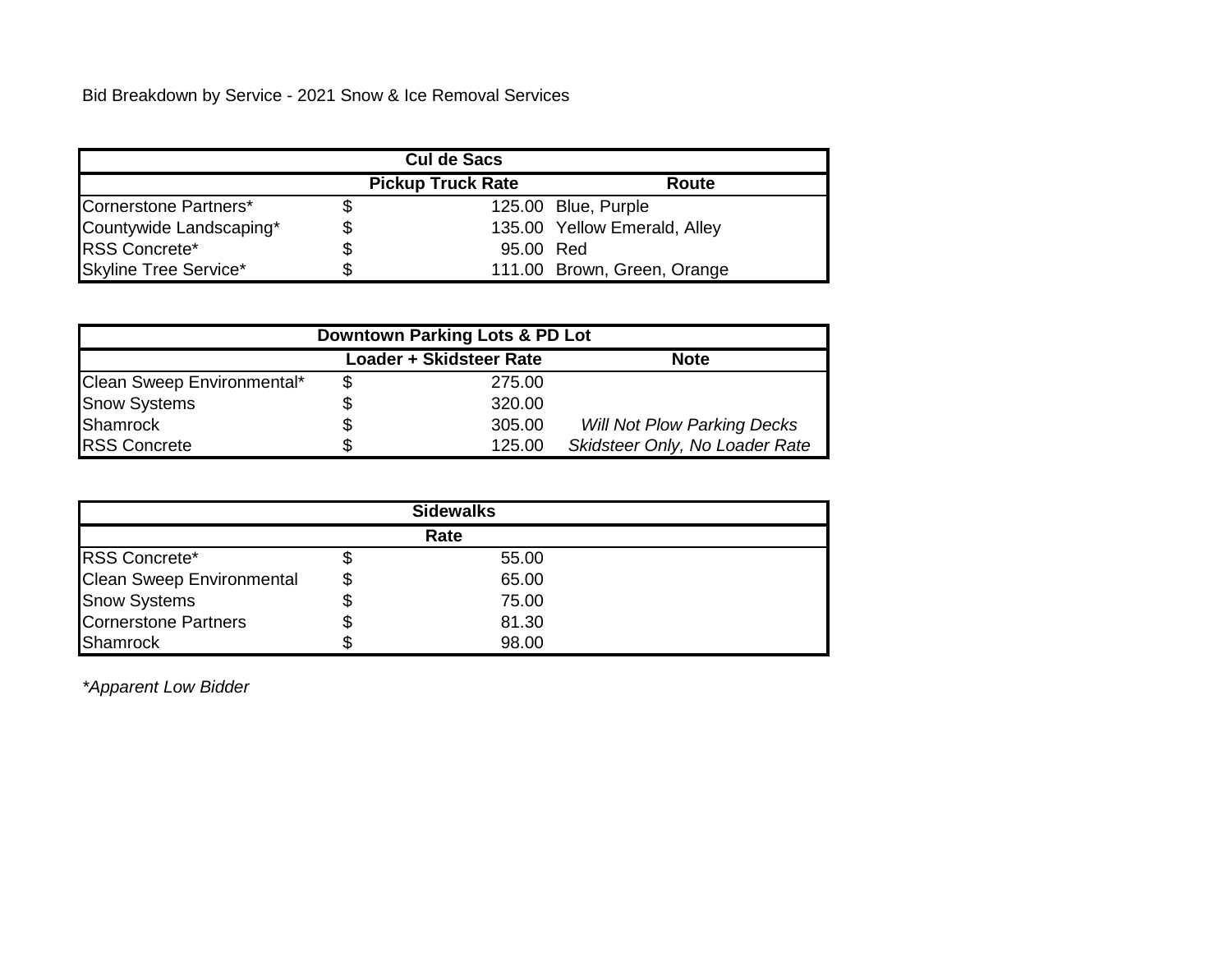Bid Breakdown by Service - 2021 Snow & Ice Removal Services

| Cul de Sacs | | |
|---|---|---|
| | Pickup Truck Rate | Route |
| Cornerstone Partners* | $ 125.00 | Blue, Purple |
| Countywide Landscaping* | $ 135.00 | Yellow Emerald, Alley |
| RSS Concrete* | $ 95.00 | Red |
| Skyline Tree Service* | $ 111.00 | Brown, Green, Orange |

| Downtown Parking Lots & PD Lot | | |
|---|---|---|
| | Loader + Skidsteer Rate | Note |
| Clean Sweep Environmental* | $ 275.00 | |
| Snow Systems | $ 320.00 | |
| Shamrock | $ 305.00 | *Will Not Plow Parking Decks* |
| RSS Concrete | $ 125.00 | *Skidsteer Only, No Loader Rate* |

| Sidewalks | | |
|---|---|---|
| | Rate | |
| RSS Concrete* | $ 55.00 | |
| Clean Sweep Environmental | $ 65.00 | |
| Snow Systems | $ 75.00 | |
| Cornerstone Partners | $ 81.30 | |
| Shamrock | $ 98.00 | |

*\*Apparent Low Bidder*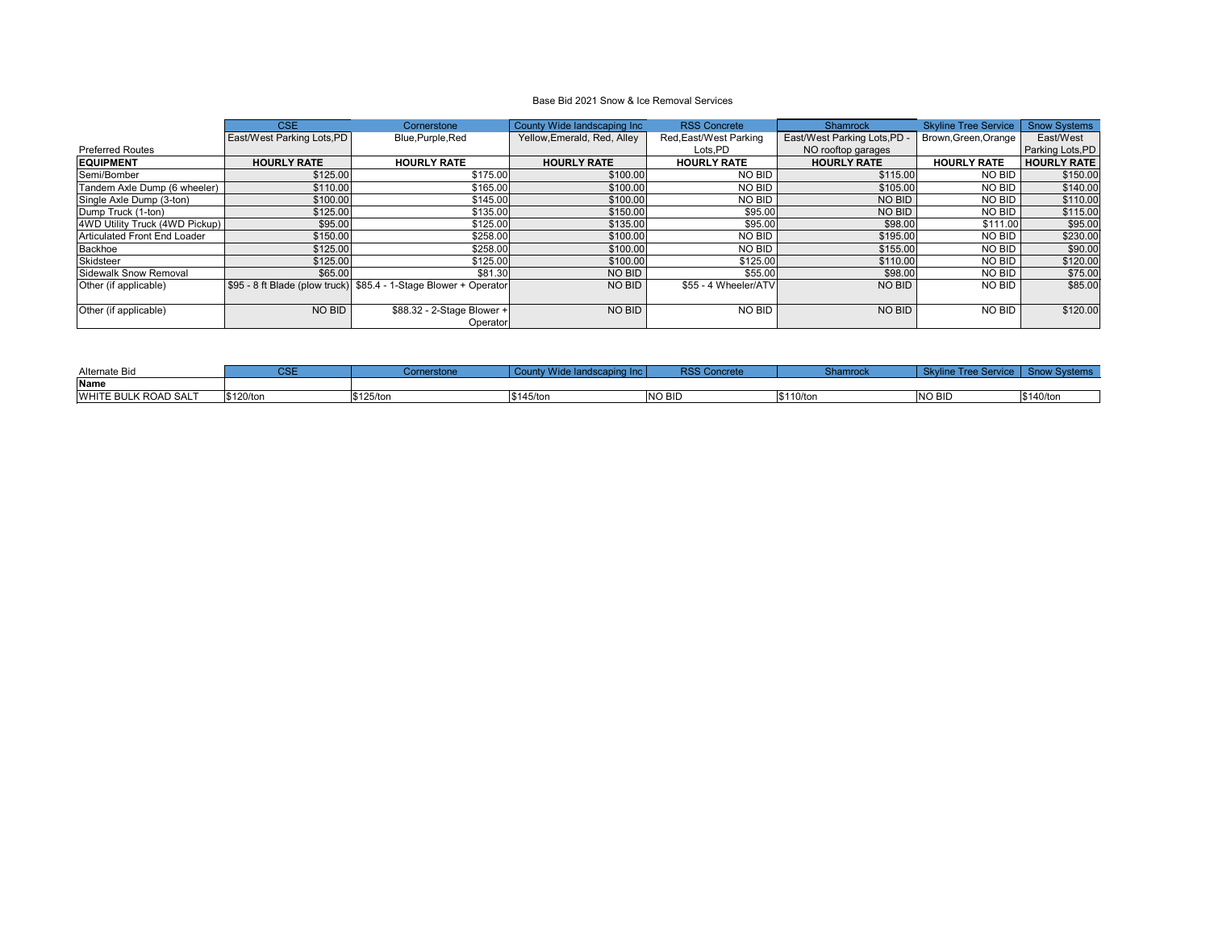Base Bid 2021 Snow & Ice Removal Services

| | CSE | Cornerstone | County Wide landscaping Inc | RSS Concrete | Shamrock | Skyline Tree Service | Snow Systems |
|---|---|---|---|---|---|---|---|
| Preferred Routes | East/West Parking Lots,PD | Blue,Purple,Red | Yellow,Emerald, Red, Alley | Red,East/West Parking Lots,PD | East/West Parking Lots,PD - NO rooftop garages | Brown,Green,Orange | East/West Parking Lots,PD |
| **EQUIPMENT** | **HOURLY RATE** | **HOURLY RATE** | **HOURLY RATE** | **HOURLY RATE** | **HOURLY RATE** | **HOURLY RATE** | **HOURLY RATE** |
| Semi/Bomber | $125.00 | $175.00 | $100.00 | NO BID | $115.00 | NO BID | $150.00 |
| Tandem Axle Dump (6 wheeler) | $110.00 | $165.00 | $100.00 | NO BID | $105.00 | NO BID | $140.00 |
| Single Axle Dump (3-ton) | $100.00 | $145.00 | $100.00 | NO BID | NO BID | NO BID | $110.00 |
| Dump Truck (1-ton) | $125.00 | $135.00 | $150.00 | $95.00 | NO BID | NO BID | $115.00 |
| 4WD Utility Truck (4WD Pickup) | $95.00 | $125.00 | $135.00 | $95.00 | $98.00 | $111.00 | $95.00 |
| Articulated Front End Loader | $150.00 | $258.00 | $100.00 | NO BID | $195.00 | NO BID | $230.00 |
| Backhoe | $125.00 | $258.00 | $100.00 | NO BID | $155.00 | NO BID | $90.00 |
| Skidsteer | $125.00 | $125.00 | $100.00 | $125.00 | $110.00 | NO BID | $120.00 |
| Sidewalk Snow Removal | $65.00 | $81.30 | NO BID | $55.00 | $98.00 | NO BID | $75.00 |
| Other (if applicable) | $95 - 8 ft Blade (plow truck) | $85.4 - 1-Stage Blower + Operator | NO BID | $55 - 4 Wheeler/ATV | NO BID | NO BID | $85.00 |
| Other (if applicable) | NO BID | $88.32 - 2-Stage Blower + Operator | NO BID | NO BID | NO BID | NO BID | $120.00 |

| Alternate Bid | CSE | Cornerstone | County Wide landscaping Inc | RSS Concrete | Shamrock | Skyline Tree Service | Snow Systems |
|---|---|---|---|---|---|---|---|
| **Name** | | | | | | | |
| WHITE BULK ROAD SALT | $120/ton | $125/ton | $145/ton | NO BID | $110/ton | NO BID | $140/ton |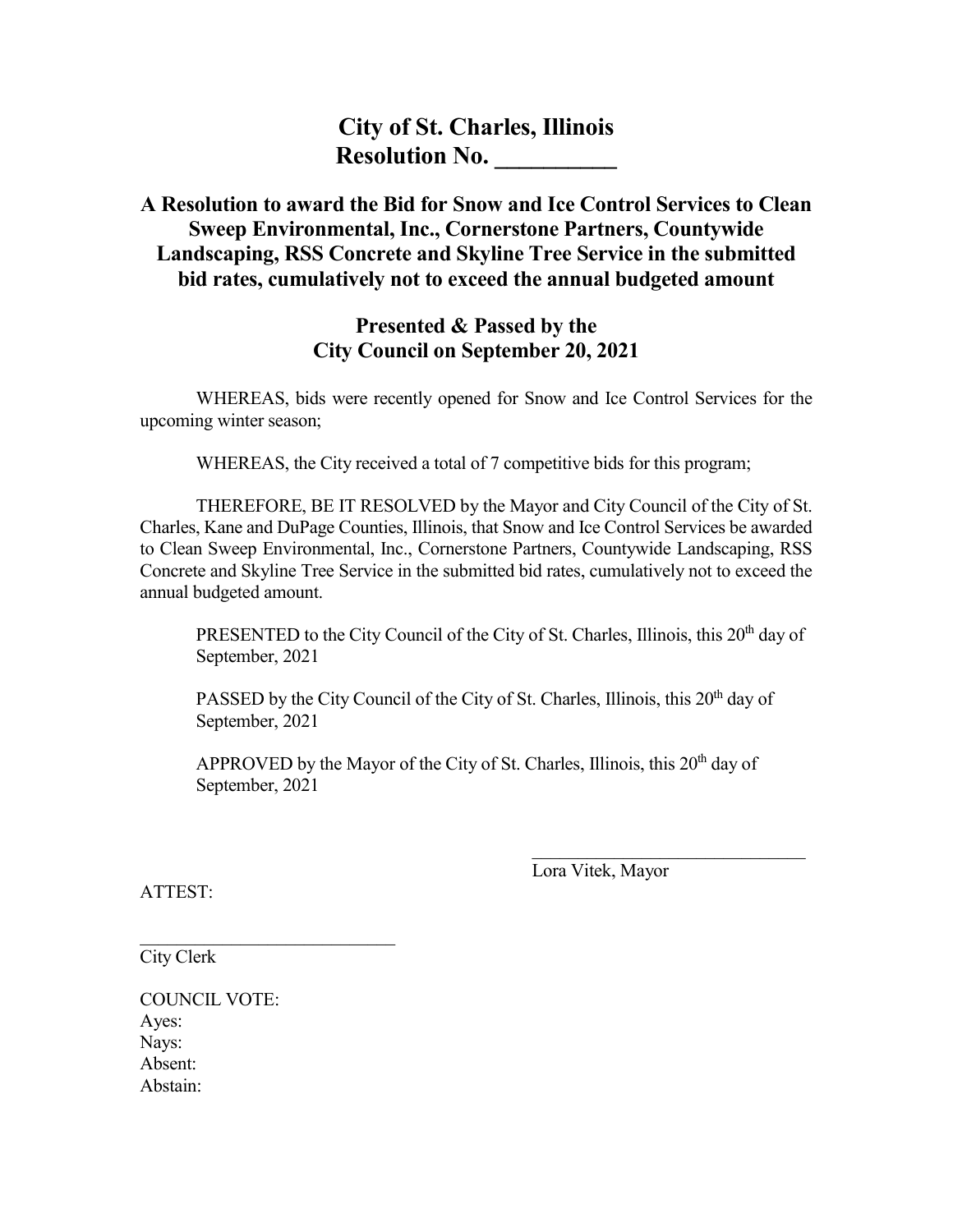# City of St. Charles, Illinois
# Resolution No. __________

## A Resolution to award the Bid for Snow and Ice Control Services to Clean Sweep Environmental, Inc., Cornerstone Partners, Countywide Landscaping, RSS Concrete and Skyline Tree Service in the submitted bid rates, cumulatively not to exceed the annual budgeted amount

## Presented & Passed by the City Council on September 20, 2021

WHEREAS, bids were recently opened for Snow and Ice Control Services for the upcoming winter season;

WHEREAS, the City received a total of 7 competitive bids for this program;

THEREFORE, BE IT RESOLVED by the Mayor and City Council of the City of St. Charles, Kane and DuPage Counties, Illinois, that Snow and Ice Control Services be awarded to Clean Sweep Environmental, Inc., Cornerstone Partners, Countywide Landscaping, RSS Concrete and Skyline Tree Service in the submitted bid rates, cumulatively not to exceed the annual budgeted amount.

PRESENTED to the City Council of the City of St. Charles, Illinois, this 20th day of September, 2021

PASSED by the City Council of the City of St. Charles, Illinois, this 20th day of September, 2021

APPROVED by the Mayor of the City of St. Charles, Illinois, this 20th day of September, 2021

______________________________
Lora Vitek, Mayor

ATTEST:

______________________________
City Clerk

COUNCIL VOTE:
Ayes:
Nays:
Absent:
Abstain: